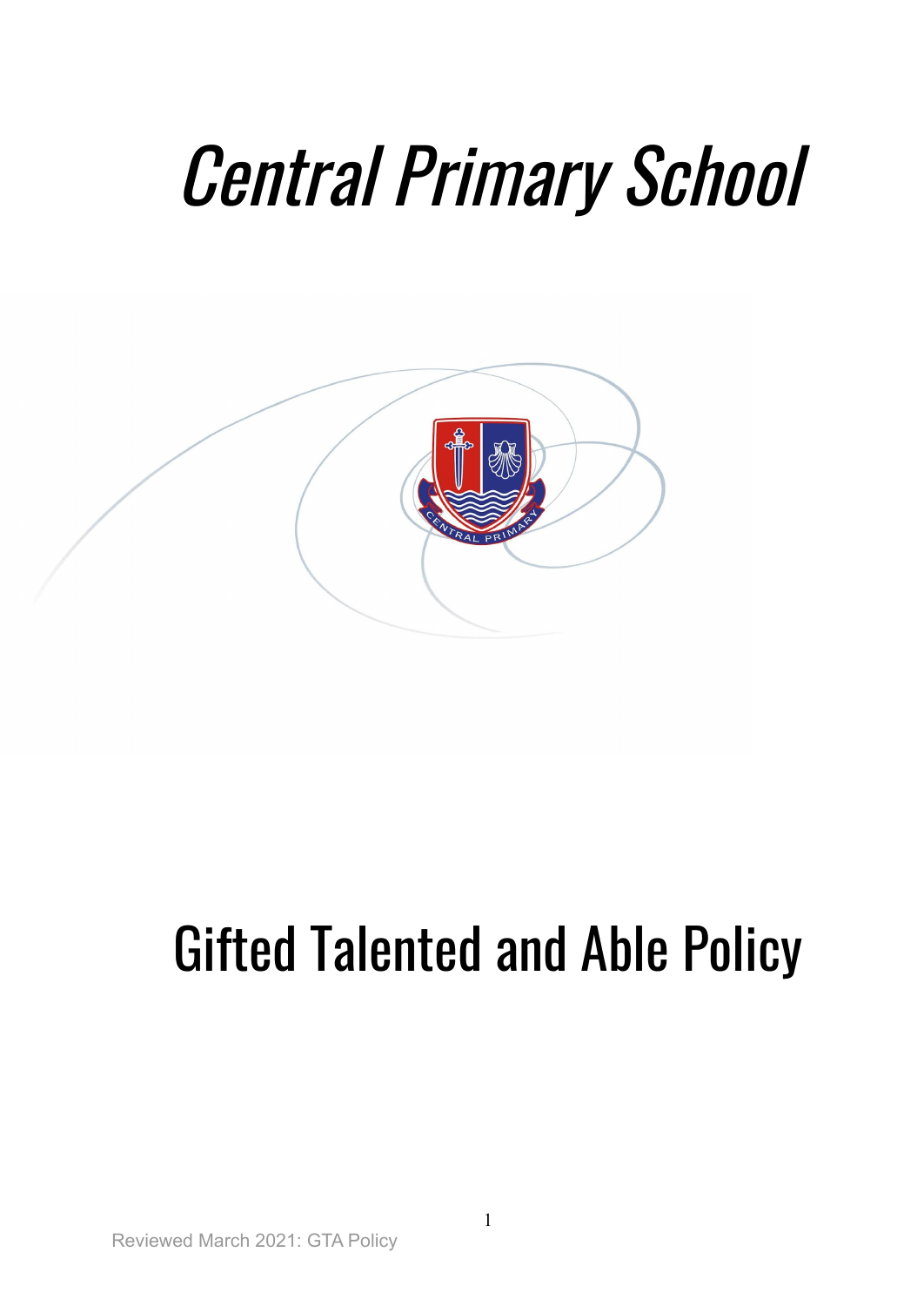# *Central Primary School*

# Gifted Talented and Able Policy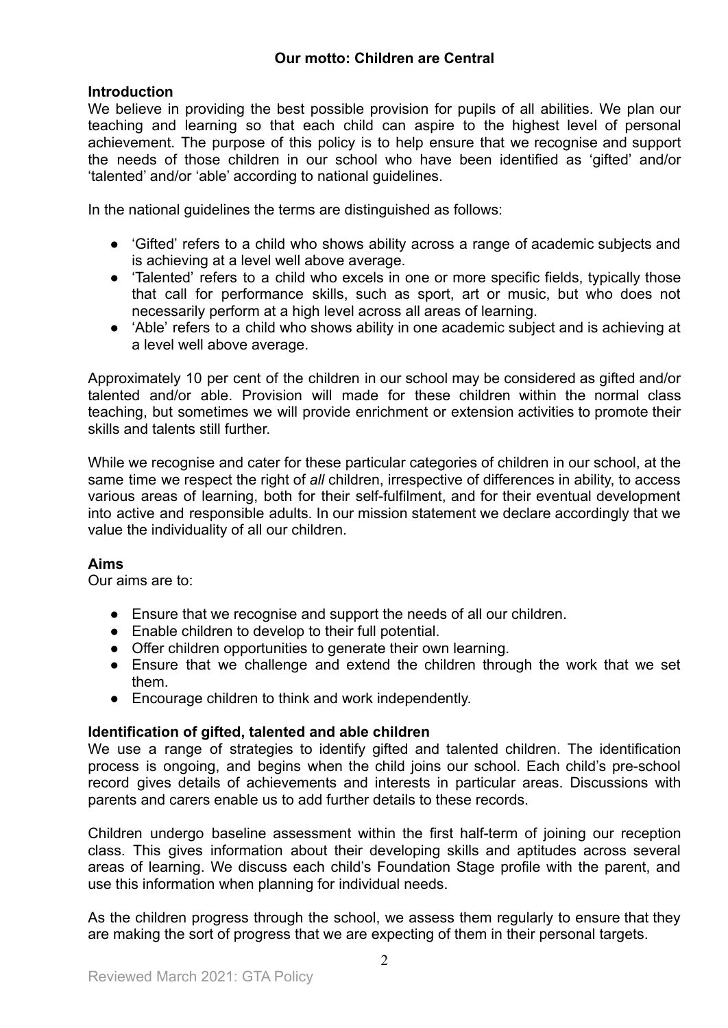**Our motto: Children are Central**

## Introduction

We believe in providing the best possible provision for pupils of all abilities. We plan our teaching and learning so that each child can aspire to the highest level of personal achievement. The purpose of this policy is to help ensure that we recognise and support the needs of those children in our school who have been identified as 'gifted' and/or 'talented' and/or 'able' according to national guidelines.

In the national guidelines the terms are distinguished as follows:

- 'Gifted' refers to a child who shows ability across a range of academic subjects and is achieving at a level well above average.
- 'Talented' refers to a child who excels in one or more specific fields, typically those that call for performance skills, such as sport, art or music, but who does not necessarily perform at a high level across all areas of learning.
- 'Able' refers to a child who shows ability in one academic subject and is achieving at a level well above average.

Approximately 10 per cent of the children in our school may be considered as gifted and/or talented and/or able. Provision will made for these children within the normal class teaching, but sometimes we will provide enrichment or extension activities to promote their skills and talents still further.

While we recognise and cater for these particular categories of children in our school, at the same time we respect the right of *all* children, irrespective of differences in ability, to access various areas of learning, both for their self-fulfilment, and for their eventual development into active and responsible adults. In our mission statement we declare accordingly that we value the individuality of all our children.

## Aims

Our aims are to:

- Ensure that we recognise and support the needs of all our children.
- Enable children to develop to their full potential.
- Offer children opportunities to generate their own learning.
- Ensure that we challenge and extend the children through the work that we set them.
- Encourage children to think and work independently.

## Identification of gifted, talented and able children

We use a range of strategies to identify gifted and talented children. The identification process is ongoing, and begins when the child joins our school. Each child's pre-school record gives details of achievements and interests in particular areas. Discussions with parents and carers enable us to add further details to these records.

Children undergo baseline assessment within the first half-term of joining our reception class. This gives information about their developing skills and aptitudes across several areas of learning. We discuss each child's Foundation Stage profile with the parent, and use this information when planning for individual needs.

As the children progress through the school, we assess them regularly to ensure that they are making the sort of progress that we are expecting of them in their personal targets.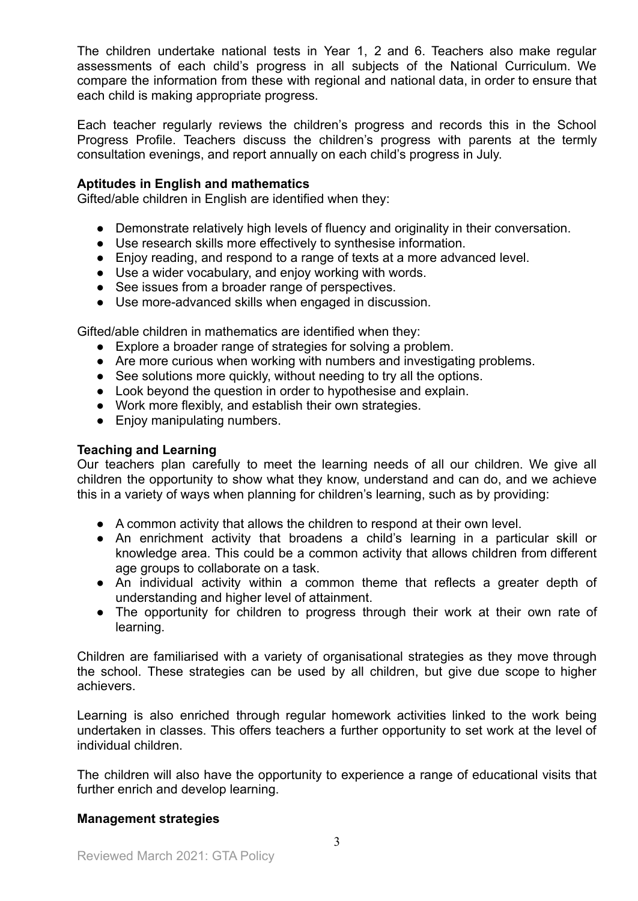The children undertake national tests in Year 1, 2 and 6. Teachers also make regular assessments of each child's progress in all subjects of the National Curriculum. We compare the information from these with regional and national data, in order to ensure that each child is making appropriate progress.

Each teacher regularly reviews the children's progress and records this in the School Progress Profile. Teachers discuss the children's progress with parents at the termly consultation evenings, and report annually on each child's progress in July.

**Aptitudes in English and mathematics**

Gifted/able children in English are identified when they:

- Demonstrate relatively high levels of fluency and originality in their conversation.
- Use research skills more effectively to synthesise information.
- Enjoy reading, and respond to a range of texts at a more advanced level.
- Use a wider vocabulary, and enjoy working with words.
- See issues from a broader range of perspectives.
- Use more-advanced skills when engaged in discussion.

Gifted/able children in mathematics are identified when they:

- Explore a broader range of strategies for solving a problem.
- Are more curious when working with numbers and investigating problems.
- See solutions more quickly, without needing to try all the options.
- Look beyond the question in order to hypothesise and explain.
- Work more flexibly, and establish their own strategies.
- Enjoy manipulating numbers.

**Teaching and Learning**

Our teachers plan carefully to meet the learning needs of all our children. We give all children the opportunity to show what they know, understand and can do, and we achieve this in a variety of ways when planning for children's learning, such as by providing:

- A common activity that allows the children to respond at their own level.
- An enrichment activity that broadens a child's learning in a particular skill or knowledge area. This could be a common activity that allows children from different age groups to collaborate on a task.
- An individual activity within a common theme that reflects a greater depth of understanding and higher level of attainment.
- The opportunity for children to progress through their work at their own rate of learning.

Children are familiarised with a variety of organisational strategies as they move through the school. These strategies can be used by all children, but give due scope to higher achievers.

Learning is also enriched through regular homework activities linked to the work being undertaken in classes. This offers teachers a further opportunity to set work at the level of individual children.

The children will also have the opportunity to experience a range of educational visits that further enrich and develop learning.

**Management strategies**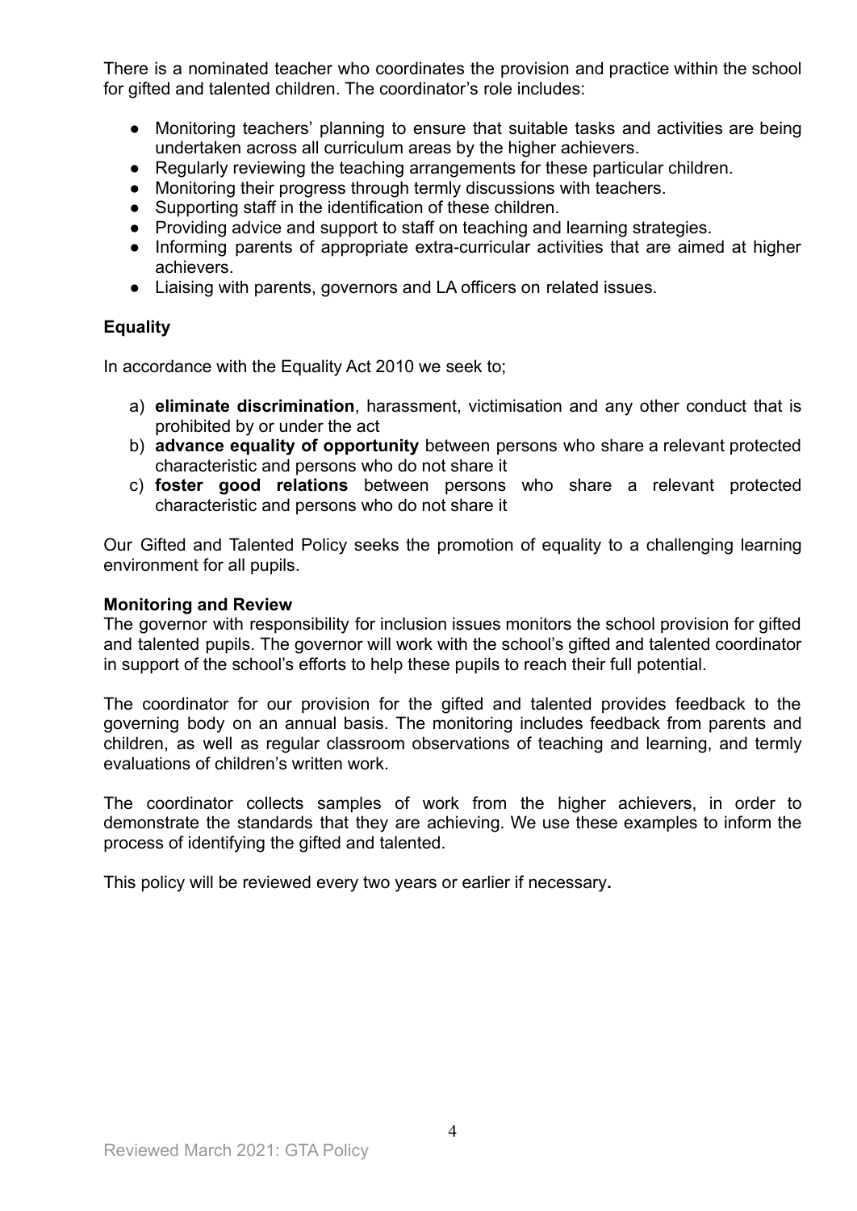There is a nominated teacher who coordinates the provision and practice within the school for gifted and talented children. The coordinator's role includes:

- Monitoring teachers' planning to ensure that suitable tasks and activities are being undertaken across all curriculum areas by the higher achievers.
- Regularly reviewing the teaching arrangements for these particular children.
- Monitoring their progress through termly discussions with teachers.
- Supporting staff in the identification of these children.
- Providing advice and support to staff on teaching and learning strategies.
- Informing parents of appropriate extra-curricular activities that are aimed at higher achievers.
- Liaising with parents, governors and LA officers on related issues.

## Equality

In accordance with the Equality Act 2010 we seek to;

a) **eliminate discrimination**, harassment, victimisation and any other conduct that is prohibited by or under the act
b) **advance equality of opportunity** between persons who share a relevant protected characteristic and persons who do not share it
c) **foster good relations** between persons who share a relevant protected characteristic and persons who do not share it

Our Gifted and Talented Policy seeks the promotion of equality to a challenging learning environment for all pupils.

## Monitoring and Review

The governor with responsibility for inclusion issues monitors the school provision for gifted and talented pupils. The governor will work with the school's gifted and talented coordinator in support of the school's efforts to help these pupils to reach their full potential.

The coordinator for our provision for the gifted and talented provides feedback to the governing body on an annual basis. The monitoring includes feedback from parents and children, as well as regular classroom observations of teaching and learning, and termly evaluations of children's written work.

The coordinator collects samples of work from the higher achievers, in order to demonstrate the standards that they are achieving. We use these examples to inform the process of identifying the gifted and talented.

This policy will be reviewed every two years or earlier if necessary**.**